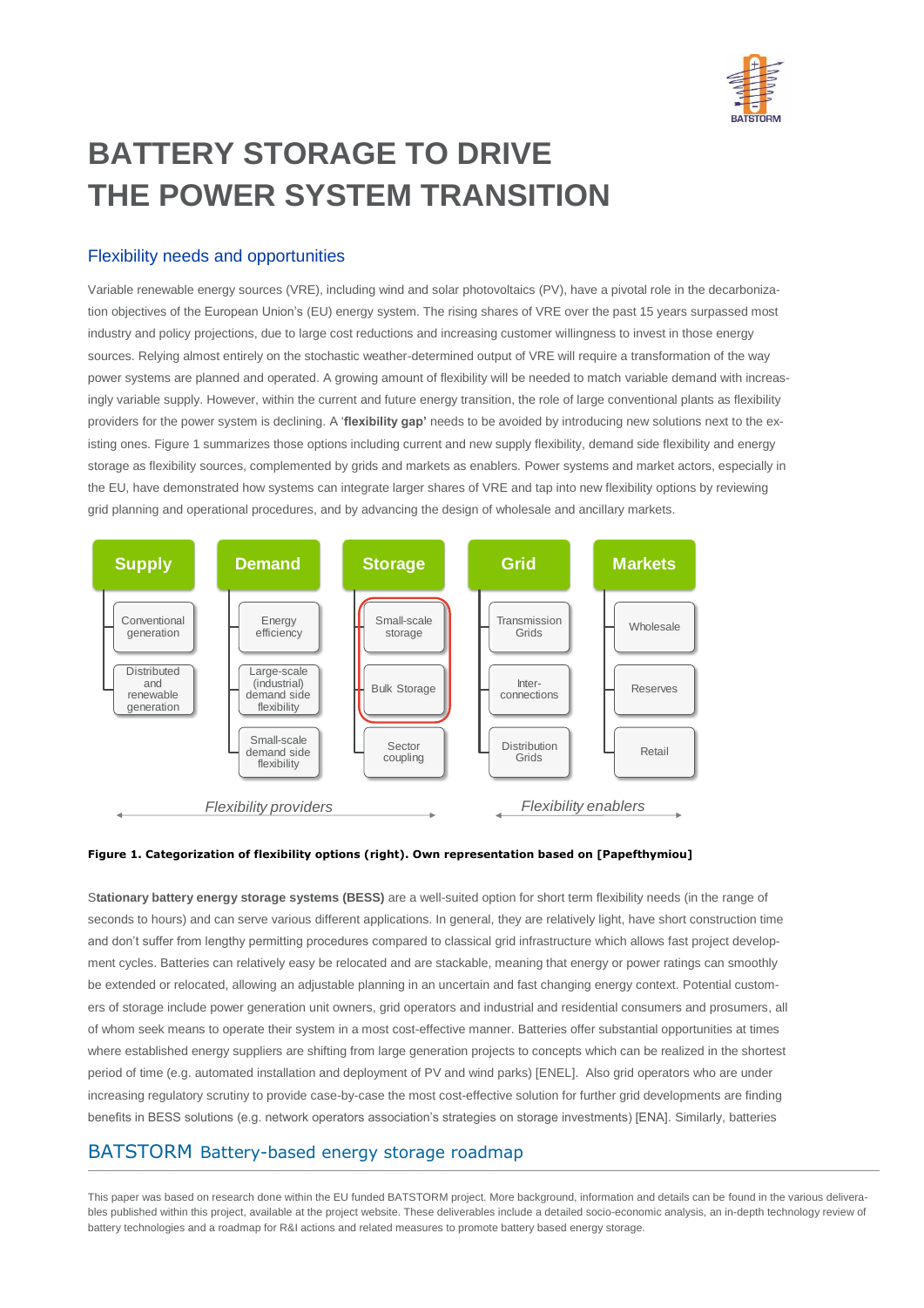# BATTERY STORAGE TO DRIVE THE POWER SYSTEM TRANSITION

## Flexibility needs and opportunities

Variable renewable energy sources (VRE), including wind and solar photovoltaics (PV), have a pivotal role in the decarbonization objectives of the European Union's (EU) energy system. The rising shares of VRE over the past 15 years surpassed most industry and policy projections, due to large cost reductions and increasing customer willingness to invest in those energy sources. Relying almost entirely on the stochastic weather-determined output of VRE will require a transformation of the way power systems are planned and operated. A growing amount of flexibility will be needed to match variable demand with increasingly variable supply. However, within the current and future energy transition, the role of large conventional plants as flexibility providers for the power system is declining. A '**flexibility gap'** needs to be avoided by introducing new solutions next to the existing ones. Figure 1 summarizes those options including current and new supply flexibility, demand side flexibility and energy storage as flexibility sources, complemented by grids and markets as enablers. Power systems and market actors, especially in the EU, have demonstrated how systems can integrate larger shares of VRE and tap into new flexibility options by reviewing grid planning and operational procedures, and by advancing the design of wholesale and ancillary markets.

| Supply | Demand | Storage | Grid | Markets |
|---|---|---|---|---|
| Conventional generation | Energy efficiency | Small-scale storage | Transmission Grids | Wholesale |
| Distributed and renewable generation | Large-scale (industrial) demand side flexibility | Bulk Storage | Inter-connections | Reserves |
| | Small-scale demand side flexibility | Sector coupling | Distribution Grids | Retail |

*Flexibility providers* (Supply, Demand, Storage) — *Flexibility enablers* (Grid, Markets)

**Figure 1. Categorization of flexibility options (right). Own representation based on [Papefthymiou]**

S**tationary battery energy storage systems (BESS)** are a well-suited option for short term flexibility needs (in the range of seconds to hours) and can serve various different applications. In general, they are relatively light, have short construction time and don't suffer from lengthy permitting procedures compared to classical grid infrastructure which allows fast project development cycles. Batteries can relatively easy be relocated and are stackable, meaning that energy or power ratings can smoothly be extended or relocated, allowing an adjustable planning in an uncertain and fast changing energy context. Potential customers of storage include power generation unit owners, grid operators and industrial and residential consumers and prosumers, all of whom seek means to operate their system in a most cost-effective manner. Batteries offer substantial opportunities at times where established energy suppliers are shifting from large generation projects to concepts which can be realized in the shortest period of time (e.g. automated installation and deployment of PV and wind parks) [ENEL]. Also grid operators who are under increasing regulatory scrutiny to provide case-by-case the most cost-effective solution for further grid developments are finding benefits in BESS solutions (e.g. network operators association's strategies on storage investments) [ENA]. Similarly, batteries

## BATSTORM Battery-based energy storage roadmap

This paper was based on research done within the EU funded BATSTORM project. More background, information and details can be found in the various deliverables published within this project, available at the project website. These deliverables include a detailed socio-economic analysis, an in-depth technology review of battery technologies and a roadmap for R&I actions and related measures to promote battery based energy storage.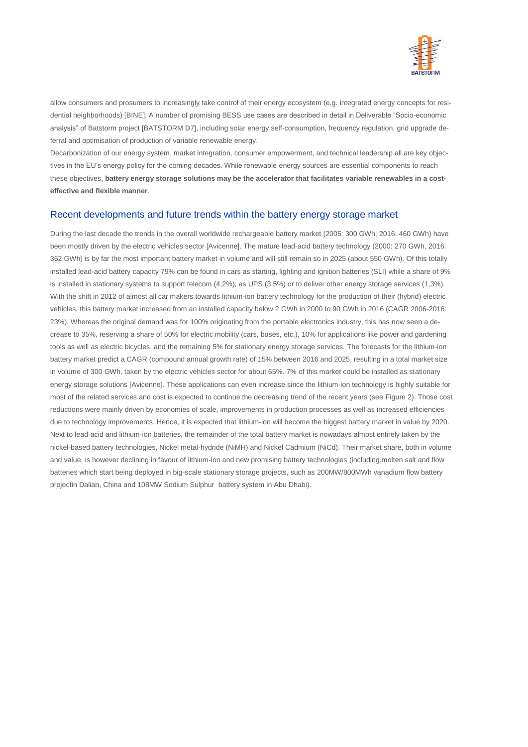allow consumers and prosumers to increasingly take control of their energy ecosystem (e.g. integrated energy concepts for residential neighborhoods) [BINE]. A number of promising BESS use cases are described in detail in Deliverable “Socio-economic analysis” of Batstorm project [BATSTORM D7], including solar energy self-consumption, frequency regulation, grid upgrade deferral and optimisation of production of variable renewable energy.

Decarbonization of our energy system, market integration, consumer empowerment, and technical leadership all are key objectives in the EU’s energy policy for the coming decades. While renewable energy sources are essential components to reach these objectives, **battery energy storage solutions may be the accelerator that facilitates variable renewables in a cost-effective and flexible manner**.

## Recent developments and future trends within the battery energy storage market

During the last decade the trends in the overall worldwide rechargeable battery market (2005: 300 GWh, 2016: 460 GWh) have been mostly driven by the electric vehicles sector [Avicenne]. The mature lead-acid battery technology (2000: 270 GWh, 2016: 362 GWh) is by far the most important battery market in volume and will still remain so in 2025 (about 550 GWh). Of this totally installed lead-acid battery capacity 79% can be found in cars as starting, lighting and ignition batteries (SLI) while a share of 9% is installed in stationary systems to support telecom (4,2%), as UPS (3,5%) or to deliver other energy storage services (1,3%). With the shift in 2012 of almost all car makers towards lithium-ion battery technology for the production of their (hybrid) electric vehicles, this battery market increased from an installed capacity below 2 GWh in 2000 to 90 GWh in 2016 (CAGR 2006-2016: 23%). Whereas the original demand was for 100% originating from the portable electronics industry, this has now seen a decrease to 35%, reserving a share of 50% for electric mobility (cars, buses, etc.), 10% for applications like power and gardening tools as well as electric bicycles, and the remaining 5% for stationary energy storage services. The forecasts for the lithium-ion battery market predict a CAGR (compound annual growth rate) of 15% between 2016 and 2025, resulting in a total market size in volume of 300 GWh, taken by the electric vehicles sector for about 65%. 7% of this market could be installed as stationary energy storage solutions [Avicenne]. These applications can even increase since the lithium-ion technology is highly suitable for most of the related services and cost is expected to continue the decreasing trend of the recent years (see Figure 2). Those cost reductions were mainly driven by economies of scale, improvements in production processes as well as increased efficiencies due to technology improvements. Hence, it is expected that lithium-ion will become the biggest battery market in value by 2020. Next to lead-acid and lithium-ion batteries, the remainder of the total battery market is nowadays almost entirely taken by the nickel-based battery technologies, Nickel metal-hydride (NiMH) and Nickel Cadmium (NiCd). Their market share, both in volume and value, is however declining in favour of lithium-ion and new promising battery technologies (including.molten salt and flow batteries which start being deployed in big-scale stationary storage projects, such as 200MW/800MWh vanadium flow battery projectin Dalian, China and 108MW Sodium Sulphur battery system in Abu Dhabi).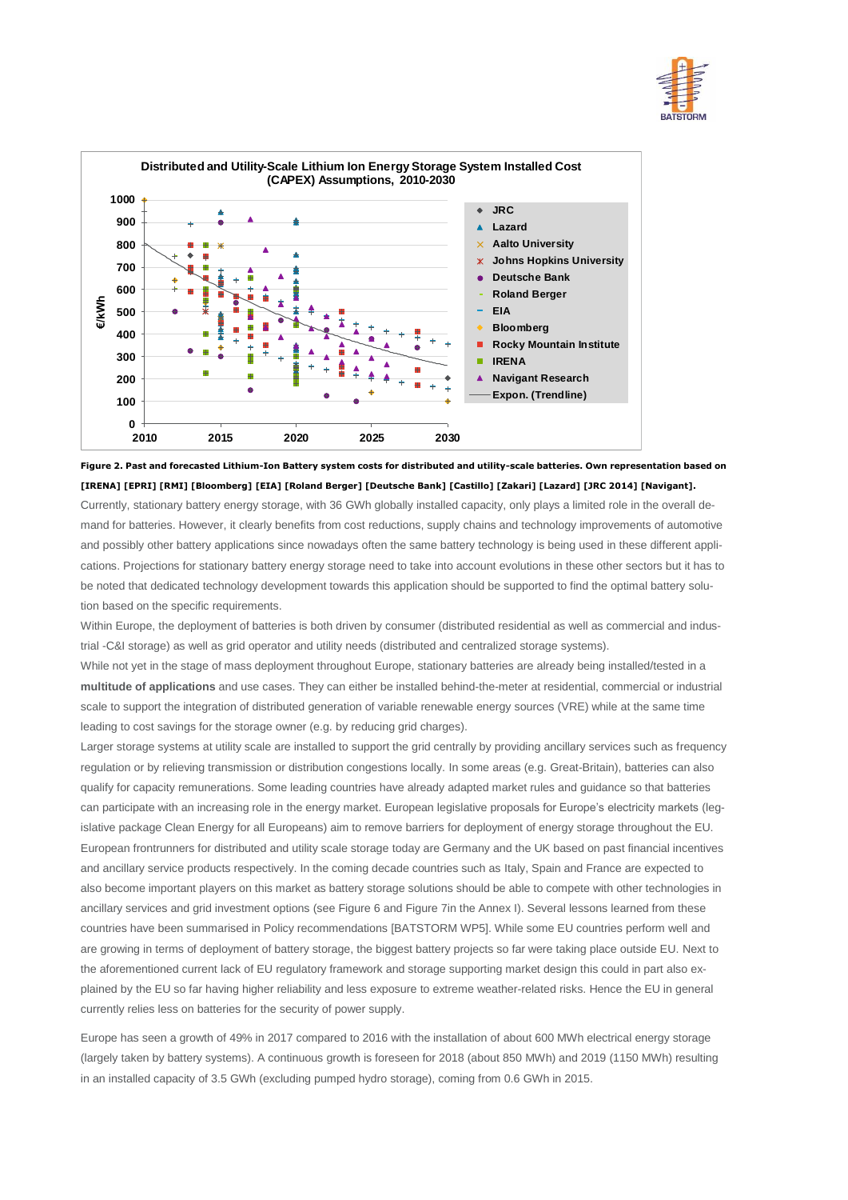**Figure 2. Past and forecasted Lithium-Ion Battery system costs for distributed and utility-scale batteries. Own representation based on [IRENA] [EPRI] [RMI] [Bloomberg] [EIA] [Roland Berger] [Deutsche Bank] [Castillo] [Zakari] [Lazard] [JRC 2014] [Navigant].**

Currently, stationary battery energy storage, with 36 GWh globally installed capacity, only plays a limited role in the overall demand for batteries. However, it clearly benefits from cost reductions, supply chains and technology improvements of automotive and possibly other battery applications since nowadays often the same battery technology is being used in these different applications. Projections for stationary battery energy storage need to take into account evolutions in these other sectors but it has to be noted that dedicated technology development towards this application should be supported to find the optimal battery solution based on the specific requirements.

Within Europe, the deployment of batteries is both driven by consumer (distributed residential as well as commercial and industrial -C&I storage) as well as grid operator and utility needs (distributed and centralized storage systems).

While not yet in the stage of mass deployment throughout Europe, stationary batteries are already being installed/tested in a **multitude of applications** and use cases. They can either be installed behind-the-meter at residential, commercial or industrial scale to support the integration of distributed generation of variable renewable energy sources (VRE) while at the same time leading to cost savings for the storage owner (e.g. by reducing grid charges).

Larger storage systems at utility scale are installed to support the grid centrally by providing ancillary services such as frequency regulation or by relieving transmission or distribution congestions locally. In some areas (e.g. Great-Britain), batteries can also qualify for capacity remunerations. Some leading countries have already adapted market rules and guidance so that batteries can participate with an increasing role in the energy market. European legislative proposals for Europe's electricity markets (legislative package Clean Energy for all Europeans) aim to remove barriers for deployment of energy storage throughout the EU. European frontrunners for distributed and utility scale storage today are Germany and the UK based on past financial incentives and ancillary service products respectively. In the coming decade countries such as Italy, Spain and France are expected to also become important players on this market as battery storage solutions should be able to compete with other technologies in ancillary services and grid investment options (see Figure 6 and Figure 7in the Annex I). Several lessons learned from these countries have been summarised in Policy recommendations [BATSTORM WP5]. While some EU countries perform well and are growing in terms of deployment of battery storage, the biggest battery projects so far were taking place outside EU. Next to the aforementioned current lack of EU regulatory framework and storage supporting market design this could in part also explained by the EU so far having higher reliability and less exposure to extreme weather-related risks. Hence the EU in general currently relies less on batteries for the security of power supply.

Europe has seen a growth of 49% in 2017 compared to 2016 with the installation of about 600 MWh electrical energy storage (largely taken by battery systems). A continuous growth is foreseen for 2018 (about 850 MWh) and 2019 (1150 MWh) resulting in an installed capacity of 3.5 GWh (excluding pumped hydro storage), coming from 0.6 GWh in 2015.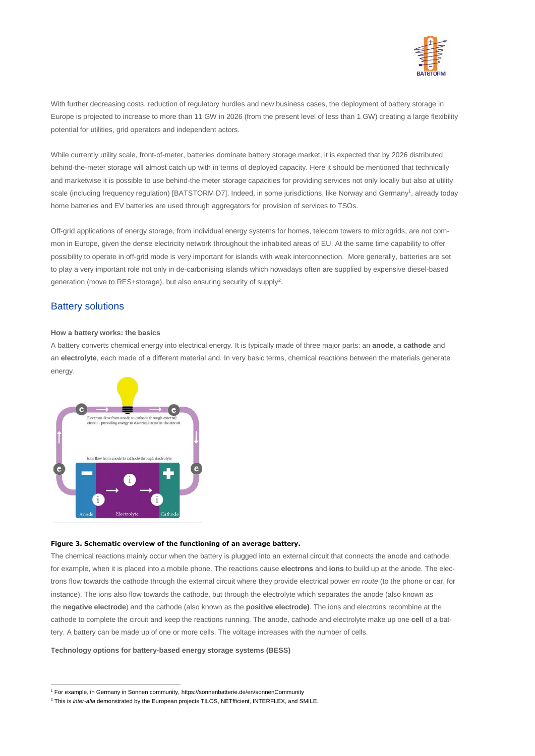With further decreasing costs, reduction of regulatory hurdles and new business cases, the deployment of battery storage in Europe is projected to increase to more than 11 GW in 2026 (from the present level of less than 1 GW) creating a large flexibility potential for utilities, grid operators and independent actors.

While currently utility scale, front-of-meter, batteries dominate battery storage market, it is expected that by 2026 distributed behind-the-meter storage will almost catch up with in terms of deployed capacity. Here it should be mentioned that technically and marketwise it is possible to use behind-the meter storage capacities for providing services not only locally but also at utility scale (including frequency regulation) [BATSTORM D7]. Indeed, in some jurisdictions, like Norway and Germany[1], already today home batteries and EV batteries are used through aggregators for provision of services to TSOs.

Off-grid applications of energy storage, from individual energy systems for homes, telecom towers to microgrids, are not common in Europe, given the dense electricity network throughout the inhabited areas of EU. At the same time capability to offer possibility to operate in off-grid mode is very important for islands with weak interconnection. More generally, batteries are set to play a very important role not only in de-carbonising islands which nowadays often are supplied by expensive diesel-based generation (move to RES+storage), but also ensuring security of supply[2].

## Battery solutions

**How a battery works: the basics**

A battery converts chemical energy into electrical energy. It is typically made of three major parts: an **anode**, a **cathode** and an **electrolyte**, each made of a different material and. In very basic terms, chemical reactions between the materials generate energy.

**Figure 3. Schematic overview of the functioning of an average battery.**

The chemical reactions mainly occur when the battery is plugged into an external circuit that connects the anode and cathode, for example, when it is placed into a mobile phone. The reactions cause **electrons** and **ions** to build up at the anode. The electrons flow towards the cathode through the external circuit where they provide electrical power *en route* (to the phone or car, for instance). The ions also flow towards the cathode, but through the electrolyte which separates the anode (also known as the **negative electrode**) and the cathode (also known as the **positive electrode)**. The ions and electrons recombine at the cathode to complete the circuit and keep the reactions running. The anode, cathode and electrolyte make up one **cell** of a battery. A battery can be made up of one or more cells. The voltage increases with the number of cells.

**Technology options for battery-based energy storage systems (BESS)**

[1] For example, in Germany in Sonnen community, https://sonnenbatterie.de/en/sonnenCommunity

[2] This is *inter-alia* demonstrated by the European projects TILOS, NETfficient, INTERFLEX, and SMILE.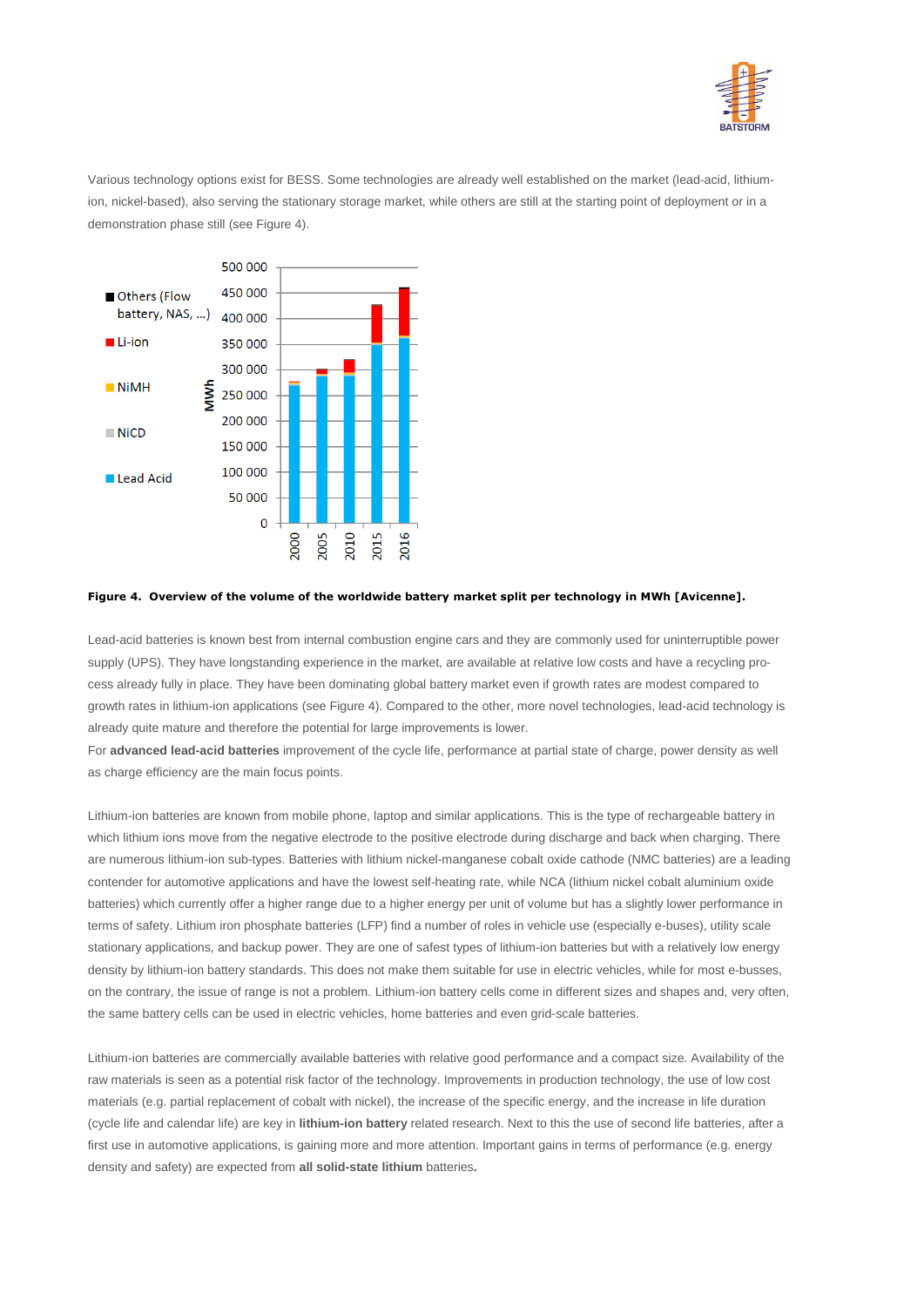Various technology options exist for BESS. Some technologies are already well established on the market (lead-acid, lithium-ion, nickel-based), also serving the stationary storage market, while others are still at the starting point of deployment or in a demonstration phase still (see Figure 4).

**Figure 4. Overview of the volume of the worldwide battery market split per technology in MWh [Avicenne].**

Lead-acid batteries is known best from internal combustion engine cars and they are commonly used for uninterruptible power supply (UPS). They have longstanding experience in the market, are available at relative low costs and have a recycling process already fully in place. They have been dominating global battery market even if growth rates are modest compared to growth rates in lithium-ion applications (see Figure 4). Compared to the other, more novel technologies, lead-acid technology is already quite mature and therefore the potential for large improvements is lower.

For **advanced lead-acid batteries** improvement of the cycle life, performance at partial state of charge, power density as well as charge efficiency are the main focus points.

Lithium-ion batteries are known from mobile phone, laptop and similar applications. This is the type of rechargeable battery in which lithium ions move from the negative electrode to the positive electrode during discharge and back when charging. There are numerous lithium-ion sub-types. Batteries with lithium nickel-manganese cobalt oxide cathode (NMC batteries) are a leading contender for automotive applications and have the lowest self-heating rate, while NCA (lithium nickel cobalt aluminium oxide batteries) which currently offer a higher range due to a higher energy per unit of volume but has a slightly lower performance in terms of safety. Lithium iron phosphate batteries (LFP) find a number of roles in vehicle use (especially e-buses), utility scale stationary applications, and backup power. They are one of safest types of lithium-ion batteries but with a relatively low energy density by lithium-ion battery standards. This does not make them suitable for use in electric vehicles, while for most e-busses, on the contrary, the issue of range is not a problem. Lithium-ion battery cells come in different sizes and shapes and, very often, the same battery cells can be used in electric vehicles, home batteries and even grid-scale batteries.

Lithium-ion batteries are commercially available batteries with relative good performance and a compact size. Availability of the raw materials is seen as a potential risk factor of the technology. Improvements in production technology, the use of low cost materials (e.g. partial replacement of cobalt with nickel), the increase of the specific energy, and the increase in life duration (cycle life and calendar life) are key in **lithium-ion battery** related research. Next to this the use of second life batteries, after a first use in automotive applications, is gaining more and more attention. Important gains in terms of performance (e.g. energy density and safety) are expected from **all solid-state lithium** batteries**.**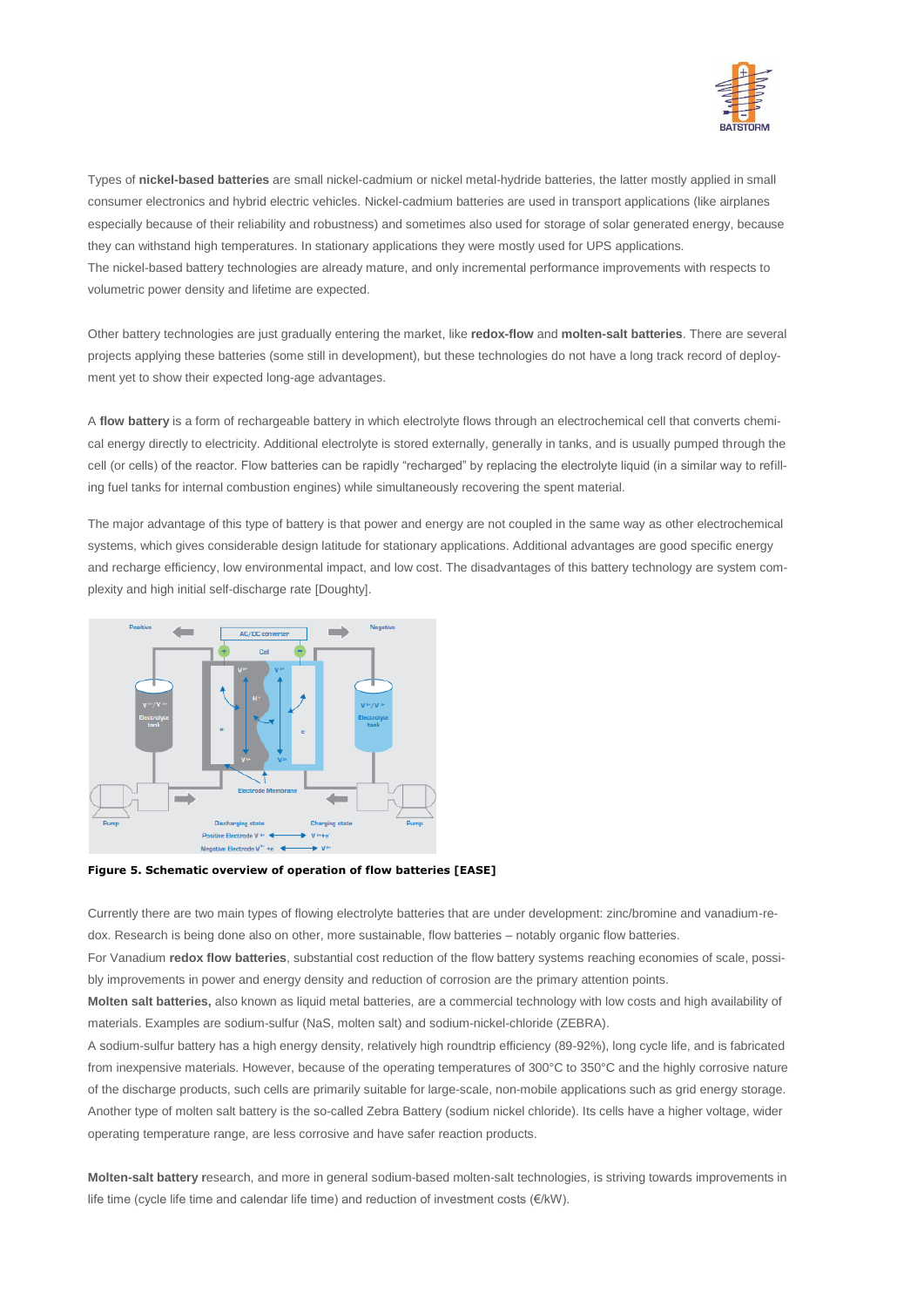Types of **nickel-based batteries** are small nickel-cadmium or nickel metal-hydride batteries, the latter mostly applied in small consumer electronics and hybrid electric vehicles. Nickel-cadmium batteries are used in transport applications (like airplanes especially because of their reliability and robustness) and sometimes also used for storage of solar generated energy, because they can withstand high temperatures. In stationary applications they were mostly used for UPS applications.
The nickel-based battery technologies are already mature, and only incremental performance improvements with respects to volumetric power density and lifetime are expected.

Other battery technologies are just gradually entering the market, like **redox-flow** and **molten-salt batteries**. There are several projects applying these batteries (some still in development), but these technologies do not have a long track record of deployment yet to show their expected long-age advantages.

A **flow battery** is a form of rechargeable battery in which electrolyte flows through an electrochemical cell that converts chemical energy directly to electricity. Additional electrolyte is stored externally, generally in tanks, and is usually pumped through the cell (or cells) of the reactor. Flow batteries can be rapidly "recharged" by replacing the electrolyte liquid (in a similar way to refilling fuel tanks for internal combustion engines) while simultaneously recovering the spent material.

The major advantage of this type of battery is that power and energy are not coupled in the same way as other electrochemical systems, which gives considerable design latitude for stationary applications. Additional advantages are good specific energy and recharge efficiency, low environmental impact, and low cost. The disadvantages of this battery technology are system complexity and high initial self-discharge rate [Doughty].

**Figure 5. Schematic overview of operation of flow batteries [EASE]**

Currently there are two main types of flowing electrolyte batteries that are under development: zinc/bromine and vanadium-redox. Research is being done also on other, more sustainable, flow batteries – notably organic flow batteries.
For Vanadium **redox flow batteries**, substantial cost reduction of the flow battery systems reaching economies of scale, possibly improvements in power and energy density and reduction of corrosion are the primary attention points.
**Molten salt batteries,** also known as liquid metal batteries, are a commercial technology with low costs and high availability of materials. Examples are sodium-sulfur (NaS, molten salt) and sodium-nickel-chloride (ZEBRA).
A sodium-sulfur battery has a high energy density, relatively high roundtrip efficiency (89-92%), long cycle life, and is fabricated from inexpensive materials. However, because of the operating temperatures of 300°C to 350°C and the highly corrosive nature of the discharge products, such cells are primarily suitable for large-scale, non-mobile applications such as grid energy storage.
Another type of molten salt battery is the so-called Zebra Battery (sodium nickel chloride). Its cells have a higher voltage, wider operating temperature range, are less corrosive and have safer reaction products.

**Molten-salt battery** research, and more in general sodium-based molten-salt technologies, is striving towards improvements in life time (cycle life time and calendar life time) and reduction of investment costs (€/kW).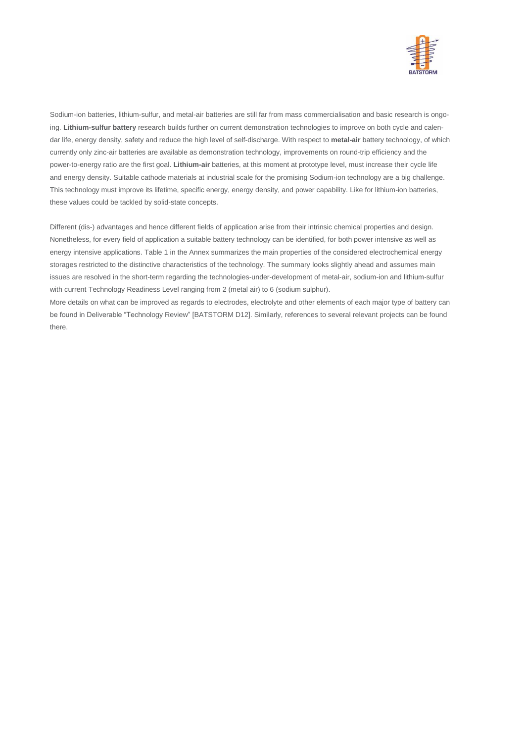Sodium-ion batteries, lithium-sulfur, and metal-air batteries are still far from mass commercialisation and basic research is ongoing. **Lithium-sulfur battery** research builds further on current demonstration technologies to improve on both cycle and calendar life, energy density, safety and reduce the high level of self-discharge. With respect to **metal-air** battery technology, of which currently only zinc-air batteries are available as demonstration technology, improvements on round-trip efficiency and the power-to-energy ratio are the first goal. **Lithium-air** batteries, at this moment at prototype level, must increase their cycle life and energy density. Suitable cathode materials at industrial scale for the promising Sodium-ion technology are a big challenge. This technology must improve its lifetime, specific energy, energy density, and power capability. Like for lithium-ion batteries, these values could be tackled by solid-state concepts.

Different (dis-) advantages and hence different fields of application arise from their intrinsic chemical properties and design. Nonetheless, for every field of application a suitable battery technology can be identified, for both power intensive as well as energy intensive applications. Table 1 in the Annex summarizes the main properties of the considered electrochemical energy storages restricted to the distinctive characteristics of the technology. The summary looks slightly ahead and assumes main issues are resolved in the short-term regarding the technologies-under-development of metal-air, sodium-ion and lithium-sulfur with current Technology Readiness Level ranging from 2 (metal air) to 6 (sodium sulphur).

More details on what can be improved as regards to electrodes, electrolyte and other elements of each major type of battery can be found in Deliverable "Technology Review" [BATSTORM D12]. Similarly, references to several relevant projects can be found there.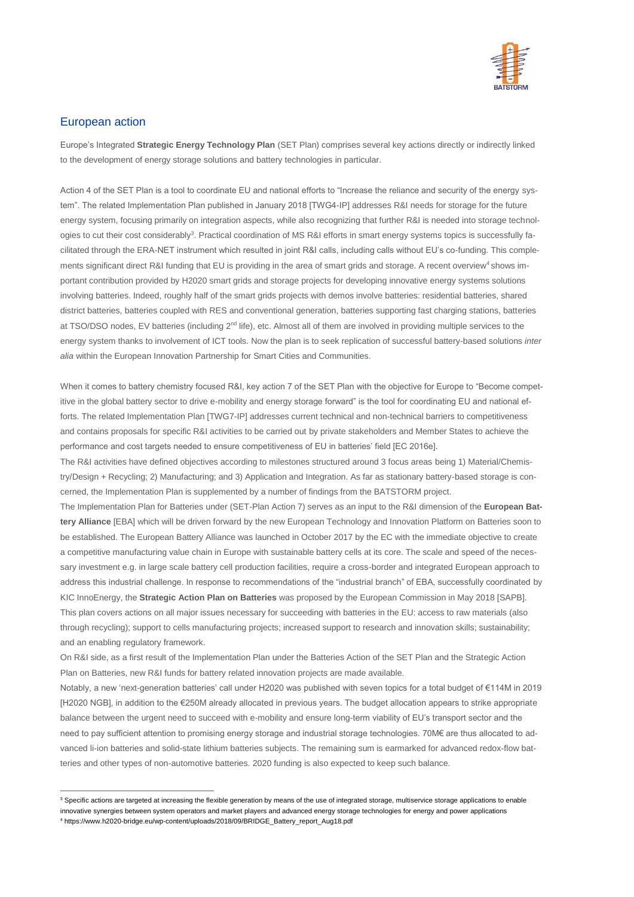## European action

Europe's Integrated **Strategic Energy Technology Plan** (SET Plan) comprises several key actions directly or indirectly linked to the development of energy storage solutions and battery technologies in particular.

Action 4 of the SET Plan is a tool to coordinate EU and national efforts to "Increase the reliance and security of the energy system". The related Implementation Plan published in January 2018 [TWG4-IP] addresses R&I needs for storage for the future energy system, focusing primarily on integration aspects, while also recognizing that further R&I is needed into storage technologies to cut their cost considerably[3]. Practical coordination of MS R&I efforts in smart energy systems topics is successfully facilitated through the ERA-NET instrument which resulted in joint R&I calls, including calls without EU's co-funding. This complements significant direct R&I funding that EU is providing in the area of smart grids and storage. A recent overview[4] shows important contribution provided by H2020 smart grids and storage projects for developing innovative energy systems solutions involving batteries. Indeed, roughly half of the smart grids projects with demos involve batteries: residential batteries, shared district batteries, batteries coupled with RES and conventional generation, batteries supporting fast charging stations, batteries at TSO/DSO nodes, EV batteries (including 2nd life), etc. Almost all of them are involved in providing multiple services to the energy system thanks to involvement of ICT tools. Now the plan is to seek replication of successful battery-based solutions *inter alia* within the European Innovation Partnership for Smart Cities and Communities.

When it comes to battery chemistry focused R&I, key action 7 of the SET Plan with the objective for Europe to "Become competitive in the global battery sector to drive e-mobility and energy storage forward" is the tool for coordinating EU and national efforts. The related Implementation Plan [TWG7-IP] addresses current technical and non-technical barriers to competitiveness and contains proposals for specific R&I activities to be carried out by private stakeholders and Member States to achieve the performance and cost targets needed to ensure competitiveness of EU in batteries' field [EC 2016e].

The R&I activities have defined objectives according to milestones structured around 3 focus areas being 1) Material/Chemistry/Design + Recycling; 2) Manufacturing; and 3) Application and Integration. As far as stationary battery-based storage is concerned, the Implementation Plan is supplemented by a number of findings from the BATSTORM project.

The Implementation Plan for Batteries under (SET-Plan Action 7) serves as an input to the R&I dimension of the **European Battery Alliance** [EBA] which will be driven forward by the new European Technology and Innovation Platform on Batteries soon to be established. The European Battery Alliance was launched in October 2017 by the EC with the immediate objective to create a competitive manufacturing value chain in Europe with sustainable battery cells at its core. The scale and speed of the necessary investment e.g. in large scale battery cell production facilities, require a cross-border and integrated European approach to address this industrial challenge. In response to recommendations of the "industrial branch" of EBA, successfully coordinated by KIC InnoEnergy, the **Strategic Action Plan on Batteries** was proposed by the European Commission in May 2018 [SAPB]. This plan covers actions on all major issues necessary for succeeding with batteries in the EU: access to raw materials (also through recycling); support to cells manufacturing projects; increased support to research and innovation skills; sustainability; and an enabling regulatory framework.

On R&I side, as a first result of the Implementation Plan under the Batteries Action of the SET Plan and the Strategic Action Plan on Batteries, new R&I funds for battery related innovation projects are made available.

Notably, a new 'next-generation batteries' call under H2020 was published with seven topics for a total budget of €114M in 2019 [H2020 NGB], in addition to the €250M already allocated in previous years. The budget allocation appears to strike appropriate balance between the urgent need to succeed with e-mobility and ensure long-term viability of EU's transport sector and the need to pay sufficient attention to promising energy storage and industrial storage technologies. 70M€ are thus allocated to advanced li-ion batteries and solid-state lithium batteries subjects. The remaining sum is earmarked for advanced redox-flow batteries and other types of non-automotive batteries. 2020 funding is also expected to keep such balance.

---

[3] Specific actions are targeted at increasing the flexible generation by means of the use of integrated storage, multiservice storage applications to enable innovative synergies between system operators and market players and advanced energy storage technologies for energy and power applications

[4] https://www.h2020-bridge.eu/wp-content/uploads/2018/09/BRIDGE_Battery_report_Aug18.pdf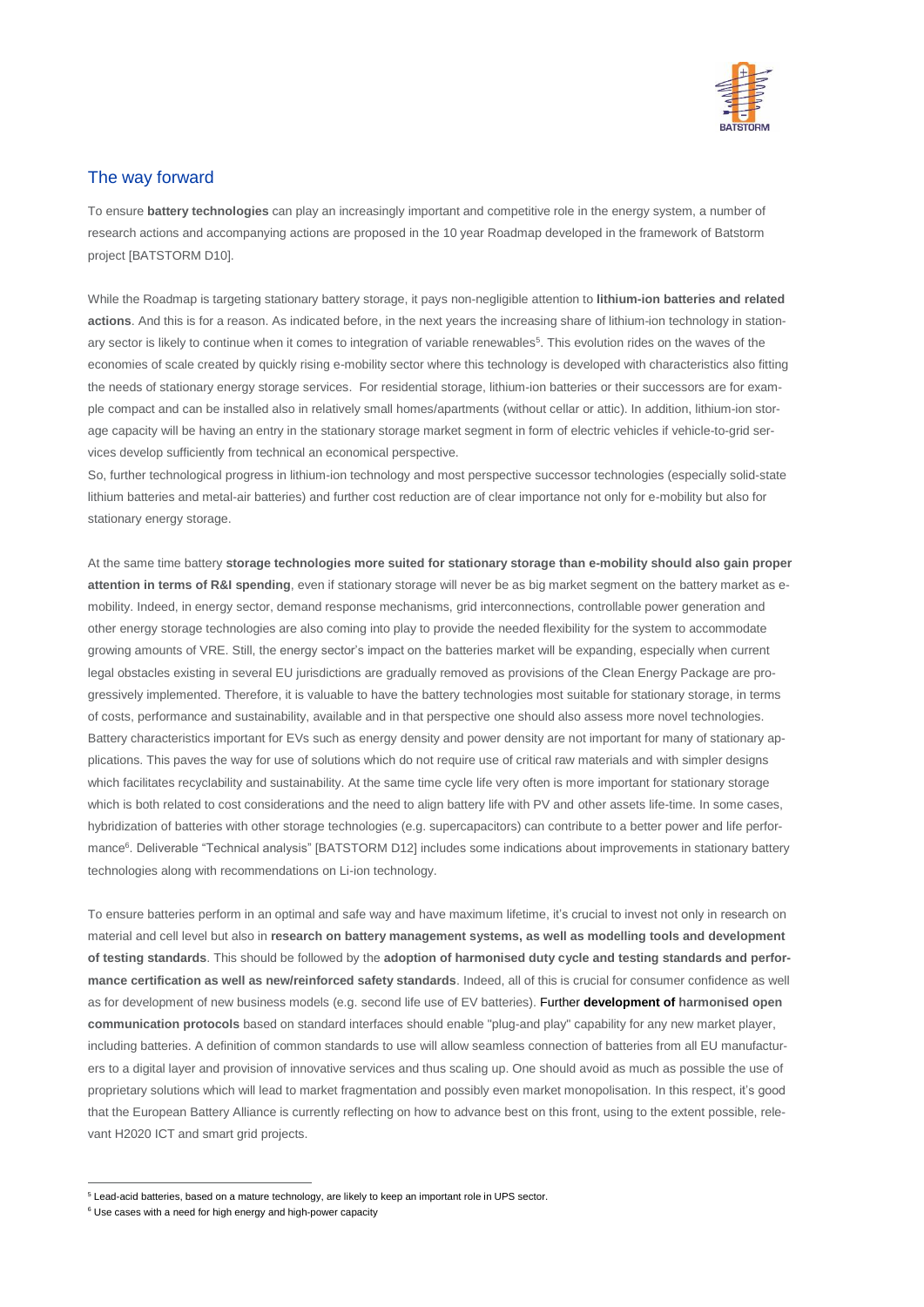## The way forward

To ensure **battery technologies** can play an increasingly important and competitive role in the energy system, a number of research actions and accompanying actions are proposed in the 10 year Roadmap developed in the framework of Batstorm project [BATSTORM D10].

While the Roadmap is targeting stationary battery storage, it pays non-negligible attention to **lithium-ion batteries and related actions**. And this is for a reason. As indicated before, in the next years the increasing share of lithium-ion technology in stationary sector is likely to continue when it comes to integration of variable renewables[5]. This evolution rides on the waves of the economies of scale created by quickly rising e-mobility sector where this technology is developed with characteristics also fitting the needs of stationary energy storage services. For residential storage, lithium-ion batteries or their successors are for example compact and can be installed also in relatively small homes/apartments (without cellar or attic). In addition, lithium-ion storage capacity will be having an entry in the stationary storage market segment in form of electric vehicles if vehicle-to-grid services develop sufficiently from technical an economical perspective.

So, further technological progress in lithium-ion technology and most perspective successor technologies (especially solid-state lithium batteries and metal-air batteries) and further cost reduction are of clear importance not only for e-mobility but also for stationary energy storage.

At the same time battery **storage technologies more suited for stationary storage than e-mobility should also gain proper attention in terms of R&I spending**, even if stationary storage will never be as big market segment on the battery market as e-mobility. Indeed, in energy sector, demand response mechanisms, grid interconnections, controllable power generation and other energy storage technologies are also coming into play to provide the needed flexibility for the system to accommodate growing amounts of VRE. Still, the energy sector's impact on the batteries market will be expanding, especially when current legal obstacles existing in several EU jurisdictions are gradually removed as provisions of the Clean Energy Package are progressively implemented. Therefore, it is valuable to have the battery technologies most suitable for stationary storage, in terms of costs, performance and sustainability, available and in that perspective one should also assess more novel technologies. Battery characteristics important for EVs such as energy density and power density are not important for many of stationary applications. This paves the way for use of solutions which do not require use of critical raw materials and with simpler designs which facilitates recyclability and sustainability. At the same time cycle life very often is more important for stationary storage which is both related to cost considerations and the need to align battery life with PV and other assets life-time. In some cases, hybridization of batteries with other storage technologies (e.g. supercapacitors) can contribute to a better power and life performance[6]. Deliverable "Technical analysis" [BATSTORM D12] includes some indications about improvements in stationary battery technologies along with recommendations on Li-ion technology.

To ensure batteries perform in an optimal and safe way and have maximum lifetime, it's crucial to invest not only in research on material and cell level but also in **research on battery management systems, as well as modelling tools and development of testing standards**. This should be followed by the **adoption of harmonised duty cycle and testing standards and performance certification as well as new/reinforced safety standards**. Indeed, all of this is crucial for consumer confidence as well as for development of new business models (e.g. second life use of EV batteries). Further **development of harmonised open communication protocols** based on standard interfaces should enable "plug-and play" capability for any new market player, including batteries. A definition of common standards to use will allow seamless connection of batteries from all EU manufacturers to a digital layer and provision of innovative services and thus scaling up. One should avoid as much as possible the use of proprietary solutions which will lead to market fragmentation and possibly even market monopolisation. In this respect, it's good that the European Battery Alliance is currently reflecting on how to advance best on this front, using to the extent possible, relevant H2020 ICT and smart grid projects.

---

[5] Lead-acid batteries, based on a mature technology, are likely to keep an important role in UPS sector.

[6] Use cases with a need for high energy and high-power capacity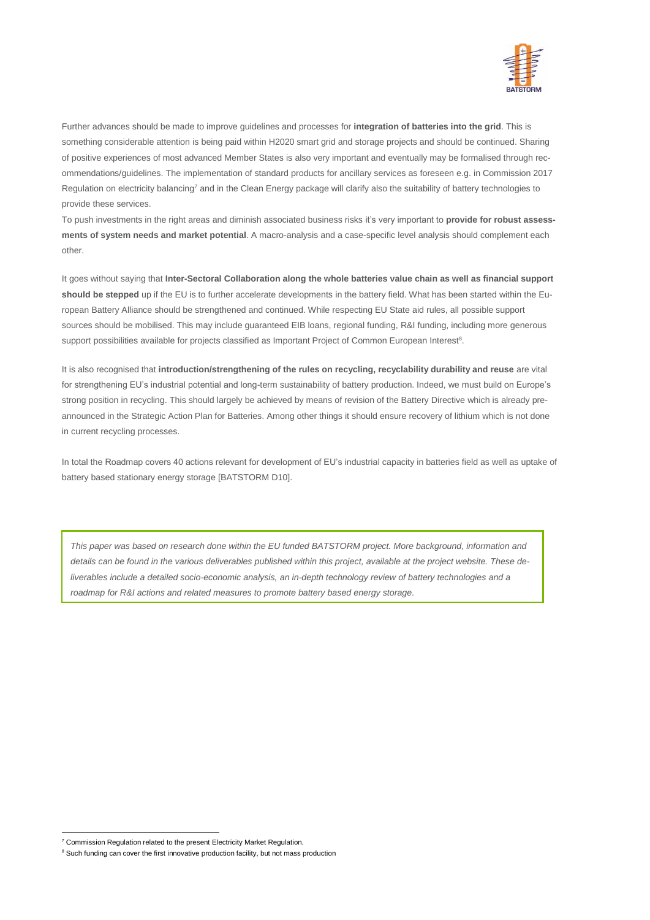Further advances should be made to improve guidelines and processes for **integration of batteries into the grid**. This is something considerable attention is being paid within H2020 smart grid and storage projects and should be continued. Sharing of positive experiences of most advanced Member States is also very important and eventually may be formalised through recommendations/guidelines. The implementation of standard products for ancillary services as foreseen e.g. in Commission 2017 Regulation on electricity balancing[7] and in the Clean Energy package will clarify also the suitability of battery technologies to provide these services.

To push investments in the right areas and diminish associated business risks it's very important to **provide for robust assessments of system needs and market potential**. A macro-analysis and a case-specific level analysis should complement each other.

It goes without saying that **Inter-Sectoral Collaboration along the whole batteries value chain as well as financial support should be stepped** up if the EU is to further accelerate developments in the battery field. What has been started within the European Battery Alliance should be strengthened and continued. While respecting EU State aid rules, all possible support sources should be mobilised. This may include guaranteed EIB loans, regional funding, R&I funding, including more generous support possibilities available for projects classified as Important Project of Common European Interest[8].

It is also recognised that **introduction/strengthening of the rules on recycling, recyclability durability and reuse** are vital for strengthening EU's industrial potential and long-term sustainability of battery production. Indeed, we must build on Europe's strong position in recycling. This should largely be achieved by means of revision of the Battery Directive which is already pre-announced in the Strategic Action Plan for Batteries. Among other things it should ensure recovery of lithium which is not done in current recycling processes.

In total the Roadmap covers 40 actions relevant for development of EU's industrial capacity in batteries field as well as uptake of battery based stationary energy storage [BATSTORM D10].

*This paper was based on research done within the EU funded BATSTORM project. More background, information and details can be found in the various deliverables published within this project, available at the project website. These deliverables include a detailed socio-economic analysis, an in-depth technology review of battery technologies and a roadmap for R&I actions and related measures to promote battery based energy storage.*

---

[7] Commission Regulation related to the present Electricity Market Regulation.

[8] Such funding can cover the first innovative production facility, but not mass production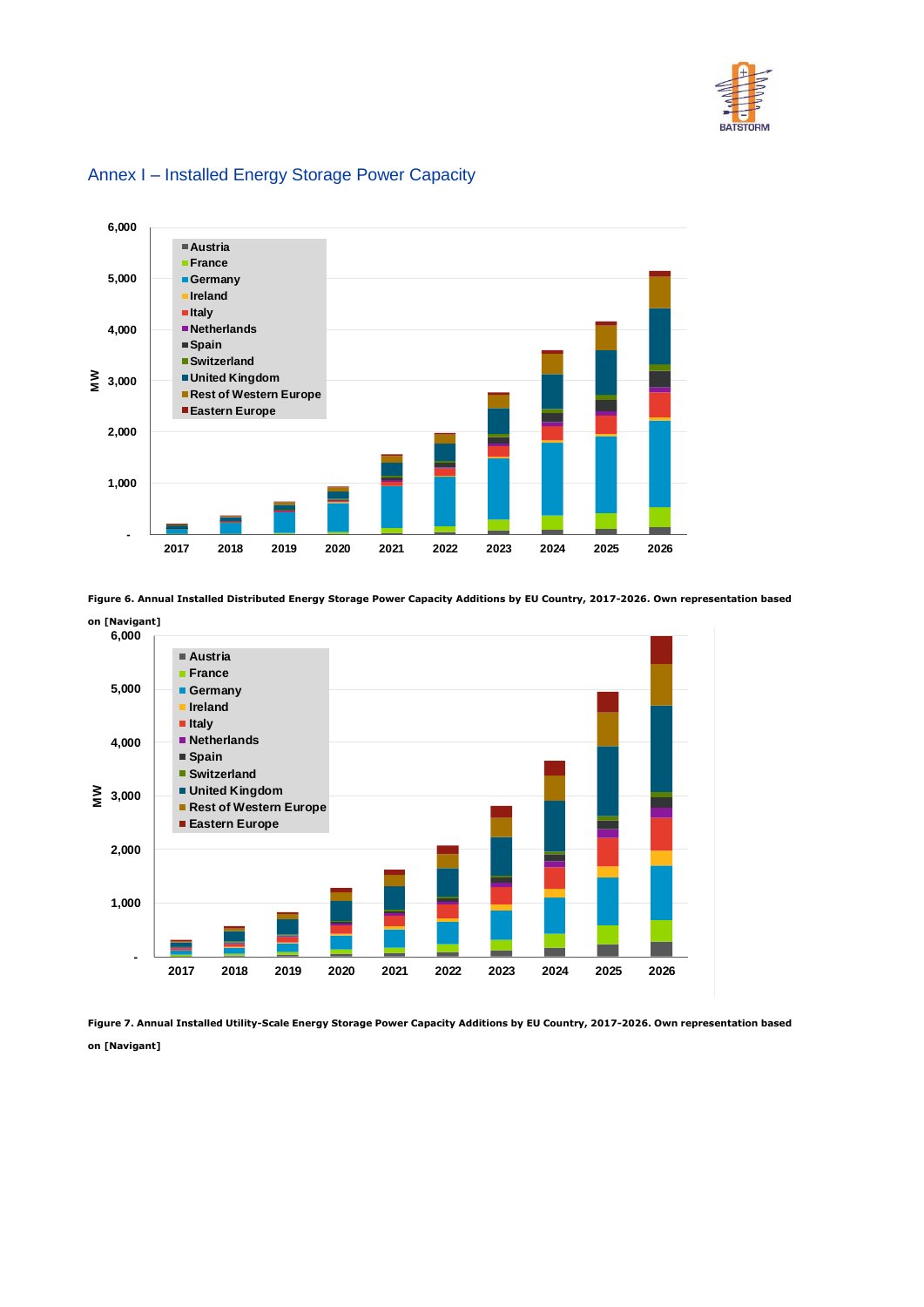## Annex I – Installed Energy Storage Power Capacity

**Figure 6. Annual Installed Distributed Energy Storage Power Capacity Additions by EU Country, 2017-2026. Own representation based on [Navigant]**

**Figure 7. Annual Installed Utility-Scale Energy Storage Power Capacity Additions by EU Country, 2017-2026. Own representation based on [Navigant]**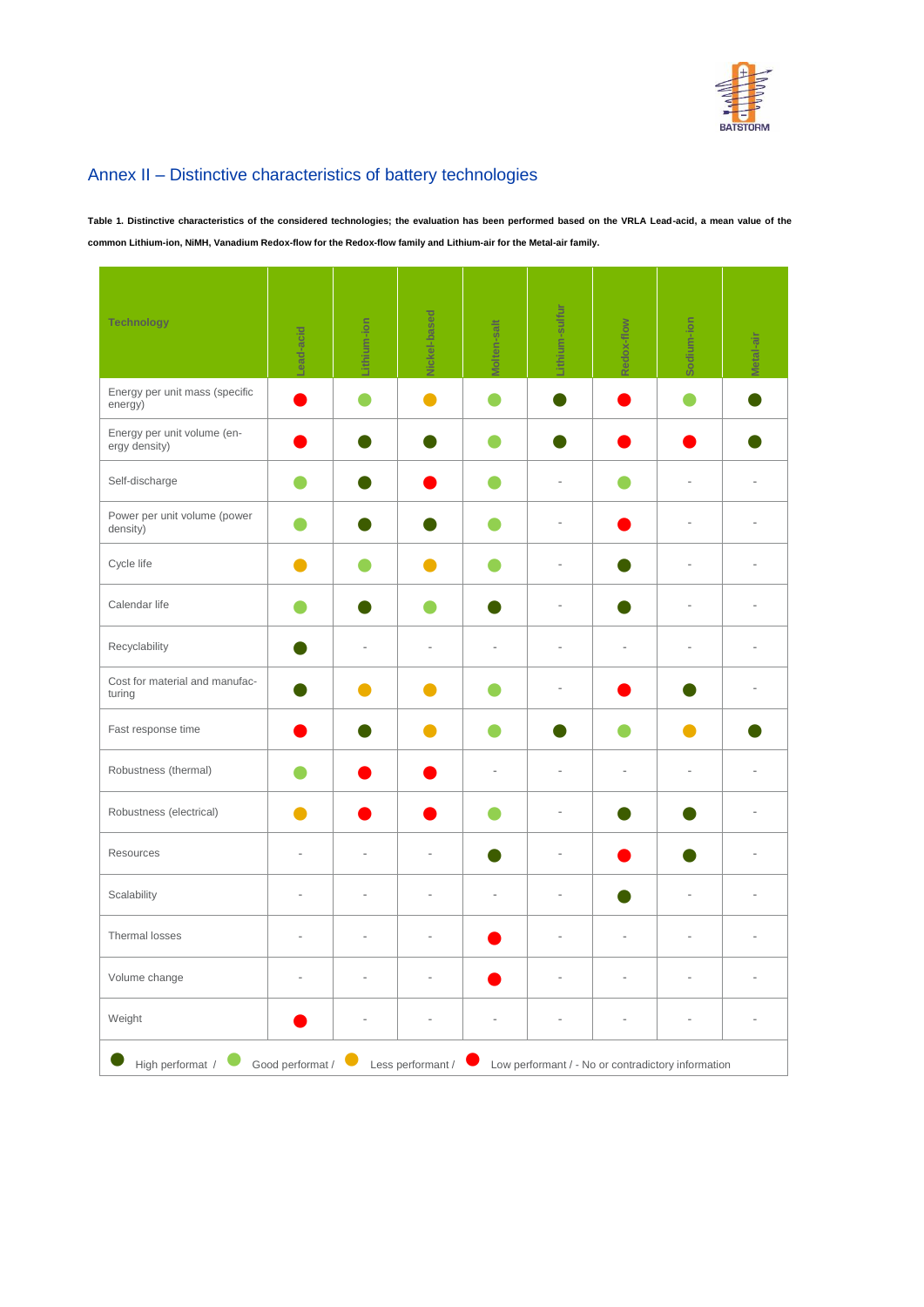# Annex II – Distinctive characteristics of battery technologies

**Table 1. Distinctive characteristics of the considered technologies; the evaluation has been performed based on the VRLA Lead-acid, a mean value of the common Lithium-ion, NiMH, Vanadium Redox-flow for the Redox-flow family and Lithium-air for the Metal-air family.**

| Technology | Lead-acid | Lithium-ion | Nickel-based | Molten-salt | Lithium-sulfur | Redox-flow | Sodium-ion | Metal-air |
|---|---|---|---|---|---|---|---|---|
| Energy per unit mass (specific energy) | Low performant | Good performant | Less performant | Good performant | High performant | Low performant | Good performant | High performant |
| Energy per unit volume (energy density) | Low performant | High performant | High performant | Good performant | High performant | Low performant | Low performant | High performant |
| Self-discharge | Good performant | High performant | Low performant | Good performant | - | Good performant | - | - |
| Power per unit volume (power density) | Good performant | High performant | High performant | Good performant | - | Low performant | - | - |
| Cycle life | Less performant | Good performant | Less performant | Good performant | - | High performant | - | - |
| Calendar life | Good performant | High performant | Good performant | High performant | - | High performant | - | - |
| Recyclability | High performant | - | - | - | - | - | - | - |
| Cost for material and manufacturing | High performant | Less performant | Less performant | Good performant | - | Low performant | High performant | - |
| Fast response time | Low performant | High performant | Less performant | Good performant | High performant | Good performant | Less performant | High performant |
| Robustness (thermal) | Good performant | Low performant | Low performant | - | - | - | - | - |
| Robustness (electrical) | Less performant | Low performant | Low performant | Good performant | - | High performant | High performant | - |
| Resources | - | - | - | High performant | - | Low performant | High performant | - |
| Scalability | - | - | - | - | - | High performant | - | - |
| Thermal losses | - | - | - | Low performant | - | - | - | - |
| Volume change | - | - | - | Low performant | - | - | - | - |
| Weight | Low performant | - | - | - | - | - | - | - |

High performant / Good performant / Less performant / Low performant / - No or contradictory information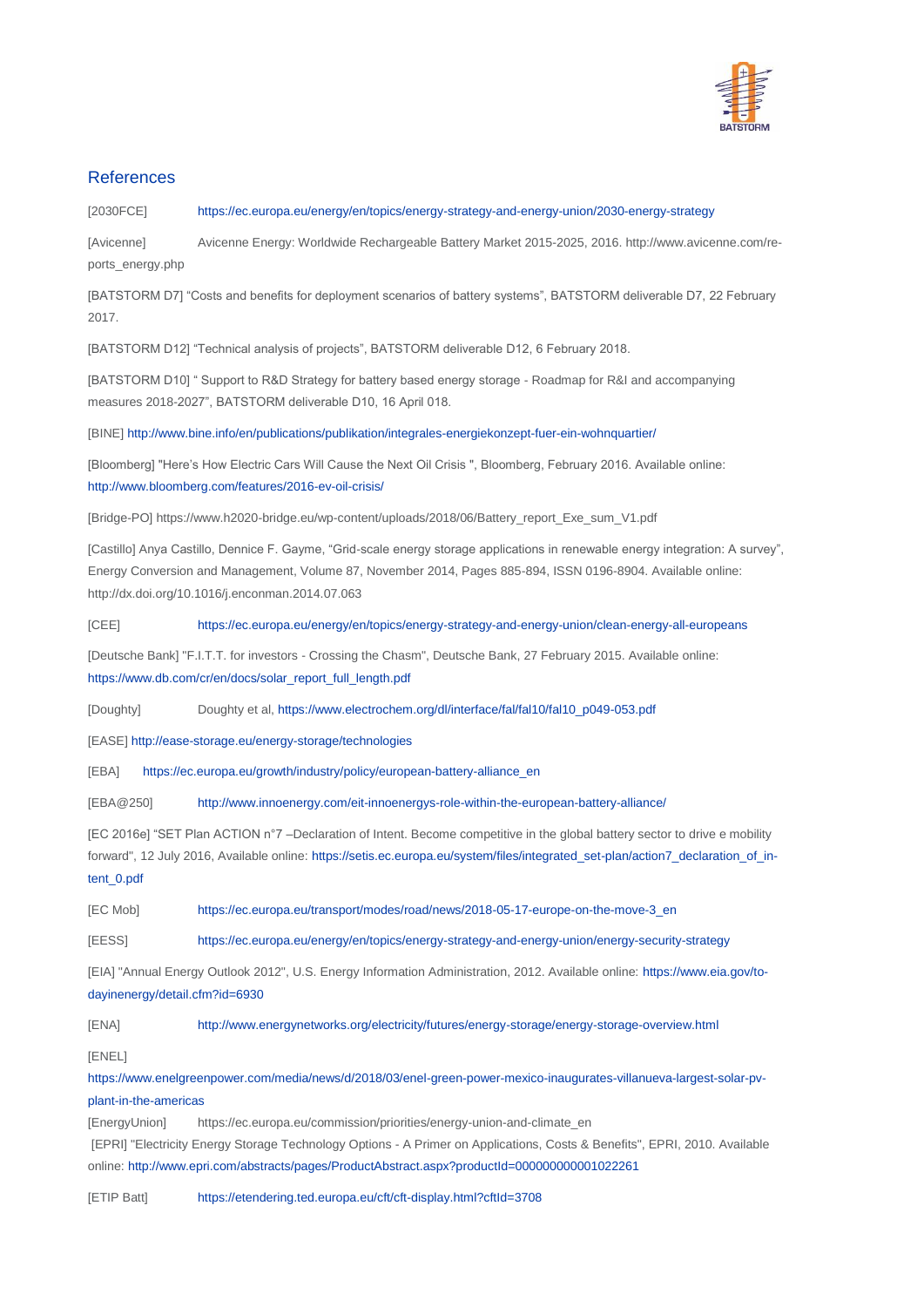## References

[2030FCE] https://ec.europa.eu/energy/en/topics/energy-strategy-and-energy-union/2030-energy-strategy

[Avicenne] Avicenne Energy: Worldwide Rechargeable Battery Market 2015-2025, 2016. http://www.avicenne.com/reports_energy.php

[BATSTORM D7] "Costs and benefits for deployment scenarios of battery systems", BATSTORM deliverable D7, 22 February 2017.

[BATSTORM D12] "Technical analysis of projects", BATSTORM deliverable D12, 6 February 2018.

[BATSTORM D10] " Support to R&D Strategy for battery based energy storage - Roadmap for R&I and accompanying measures 2018-2027", BATSTORM deliverable D10, 16 April 018.

[BINE] http://www.bine.info/en/publications/publikation/integrales-energiekonzept-fuer-ein-wohnquartier/

[Bloomberg] "Here's How Electric Cars Will Cause the Next Oil Crisis ", Bloomberg, February 2016. Available online: http://www.bloomberg.com/features/2016-ev-oil-crisis/

[Bridge-PO] https://www.h2020-bridge.eu/wp-content/uploads/2018/06/Battery_report_Exe_sum_V1.pdf

[Castillo] Anya Castillo, Dennice F. Gayme, "Grid-scale energy storage applications in renewable energy integration: A survey", Energy Conversion and Management, Volume 87, November 2014, Pages 885-894, ISSN 0196-8904. Available online: http://dx.doi.org/10.1016/j.enconman.2014.07.063

[CEE] https://ec.europa.eu/energy/en/topics/energy-strategy-and-energy-union/clean-energy-all-europeans

[Deutsche Bank] "F.I.T.T. for investors - Crossing the Chasm", Deutsche Bank, 27 February 2015. Available online: https://www.db.com/cr/en/docs/solar_report_full_length.pdf

[Doughty] Doughty et al, https://www.electrochem.org/dl/interface/fal/fal10/fal10_p049-053.pdf

[EASE] http://ease-storage.eu/energy-storage/technologies

[EBA] https://ec.europa.eu/growth/industry/policy/european-battery-alliance_en

[EBA@250] http://www.innoenergy.com/eit-innoenergys-role-within-the-european-battery-alliance/

[EC 2016e] "SET Plan ACTION n°7 –Declaration of Intent. Become competitive in the global battery sector to drive e mobility forward", 12 July 2016, Available online: https://setis.ec.europa.eu/system/files/integrated_set-plan/action7_declaration_of_intent_0.pdf

[EC Mob] https://ec.europa.eu/transport/modes/road/news/2018-05-17-europe-on-the-move-3_en

[EESS] https://ec.europa.eu/energy/en/topics/energy-strategy-and-energy-union/energy-security-strategy

[EIA] "Annual Energy Outlook 2012", U.S. Energy Information Administration, 2012. Available online: https://www.eia.gov/todayinenergy/detail.cfm?id=6930

[ENA] http://www.energynetworks.org/electricity/futures/energy-storage/energy-storage-overview.html

[ENEL] https://www.enelgreenpower.com/media/news/d/2018/03/enel-green-power-mexico-inaugurates-villanueva-largest-solar-pv-plant-in-the-americas

[EnergyUnion] https://ec.europa.eu/commission/priorities/energy-union-and-climate_en

[EPRI] "Electricity Energy Storage Technology Options - A Primer on Applications, Costs & Benefits", EPRI, 2010. Available online: http://www.epri.com/abstracts/pages/ProductAbstract.aspx?productId=000000000001022261

[ETIP Batt] https://etendering.ted.europa.eu/cft/cft-display.html?cftId=3708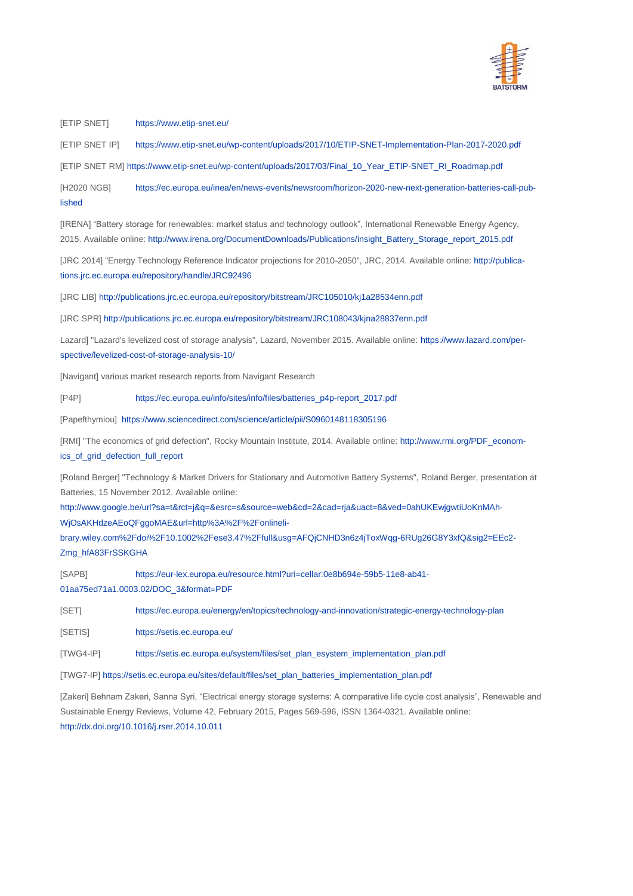[ETIP SNET] https://www.etip-snet.eu/

[ETIP SNET IP] https://www.etip-snet.eu/wp-content/uploads/2017/10/ETIP-SNET-Implementation-Plan-2017-2020.pdf

[ETIP SNET RM] https://www.etip-snet.eu/wp-content/uploads/2017/03/Final_10_Year_ETIP-SNET_RI_Roadmap.pdf

[H2020 NGB] https://ec.europa.eu/inea/en/news-events/newsroom/horizon-2020-new-next-generation-batteries-call-published

[IRENA] "Battery storage for renewables: market status and technology outlook", International Renewable Energy Agency, 2015. Available online: http://www.irena.org/DocumentDownloads/Publications/insight_Battery_Storage_report_2015.pdf

[JRC 2014] "Energy Technology Reference Indicator projections for 2010-2050", JRC, 2014. Available online: http://publications.jrc.ec.europa.eu/repository/handle/JRC92496

[JRC LIB] http://publications.jrc.ec.europa.eu/repository/bitstream/JRC105010/kj1a28534enn.pdf

[JRC SPR] http://publications.jrc.ec.europa.eu/repository/bitstream/JRC108043/kjna28837enn.pdf

Lazard] "Lazard's levelized cost of storage analysis", Lazard, November 2015. Available online: https://www.lazard.com/perspective/levelized-cost-of-storage-analysis-10/

[Navigant] various market research reports from Navigant Research

[P4P] https://ec.europa.eu/info/sites/info/files/batteries_p4p-report_2017.pdf

[Papefthymiou] https://www.sciencedirect.com/science/article/pii/S0960148118305196

[RMI] "The economics of grid defection", Rocky Mountain Institute, 2014. Available online: http://www.rmi.org/PDF_economics_of_grid_defection_full_report

[Roland Berger] "Technology & Market Drivers for Stationary and Automotive Battery Systems", Roland Berger, presentation at Batteries, 15 November 2012. Available online: http://www.google.be/url?sa=t&rct=j&q=&esrc=s&source=web&cd=2&cad=rja&uact=8&ved=0ahUKEwjgwtiUoKnMAhWjOsAKHdzeAEoQFggoMAE&url=http%3A%2F%2Fonlinelibrary.wiley.com%2Fdoi%2F10.1002%2Fese3.47%2Ffull&usg=AFQjCNHD3n6z4jToxWqg-6RUg26G8Y3xfQ&sig2=EEc2-Zmg_hfA83FrSSKGHA

[SAPB] https://eur-lex.europa.eu/resource.html?uri=cellar:0e8b694e-59b5-11e8-ab41-01aa75ed71a1.0003.02/DOC_3&format=PDF

[SET] https://ec.europa.eu/energy/en/topics/technology-and-innovation/strategic-energy-technology-plan

[SETIS] https://setis.ec.europa.eu/

[TWG4-IP] https://setis.ec.europa.eu/system/files/set_plan_esystem_implementation_plan.pdf

[TWG7-IP] https://setis.ec.europa.eu/sites/default/files/set_plan_batteries_implementation_plan.pdf

[Zakeri] Behnam Zakeri, Sanna Syri, "Electrical energy storage systems: A comparative life cycle cost analysis", Renewable and Sustainable Energy Reviews, Volume 42, February 2015, Pages 569-596, ISSN 1364-0321. Available online: http://dx.doi.org/10.1016/j.rser.2014.10.011